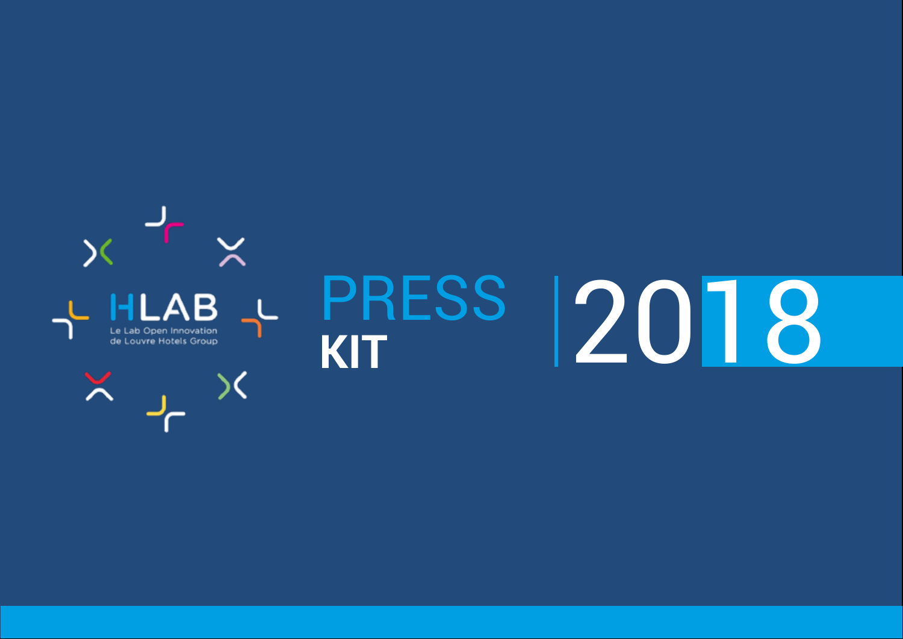HLAB

Le Lab Open Innovation de Louvre Hotels Group

# PRESS KIT

# 2018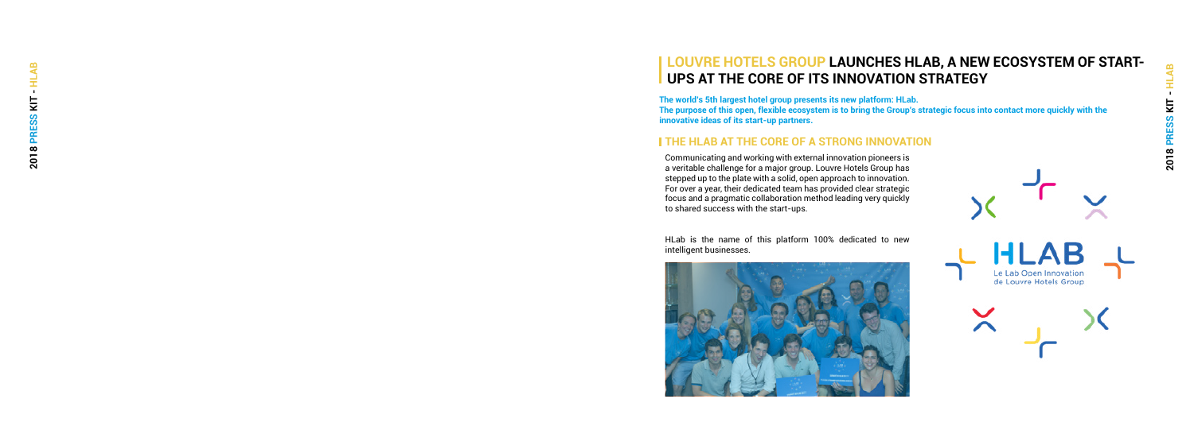# LOUVRE HOTELS GROUP LAUNCHES HLAB, A NEW ECOSYSTEM OF START-UPS AT THE CORE OF ITS INNOVATION STRATEGY

**The world's 5th largest hotel group presents its new platform: HLab.**
**The purpose of this open, flexible ecosystem is to bring the Group's strategic focus into contact more quickly with the innovative ideas of its start-up partners.**

## THE HLAB AT THE CORE OF A STRONG INNOVATION

Communicating and working with external innovation pioneers is a veritable challenge for a major group. Louvre Hotels Group has stepped up to the plate with a solid, open approach to innovation. For over a year, their dedicated team has provided clear strategic focus and a pragmatic collaboration method leading very quickly to shared success with the start-ups.

HLab is the name of this platform 100% dedicated to new intelligent businesses.

HLAB
Le Lab Open Innovation
de Louvre Hotels Group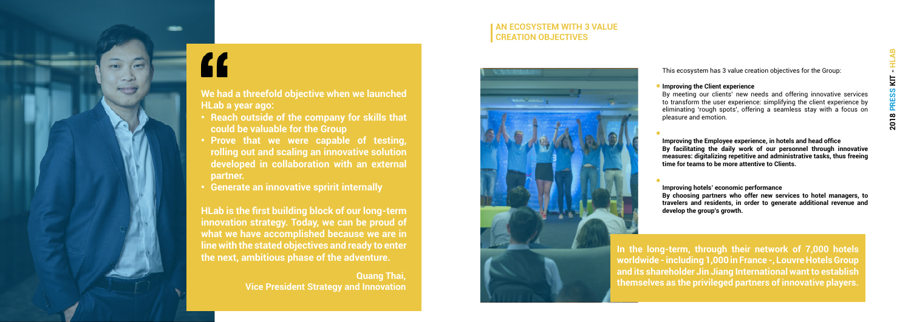> We had a threefold objective when we launched HLab a year ago:
>
> - Reach outside of the company for skills that could be valuable for the Group
> - Prove that we were capable of testing, rolling out and scaling an innovative solution developed in collaboration with an external partner.
> - Generate an innovative spririt internally
>
> HLab is the first building block of our long-term innovation strategy. Today, we can be proud of what we have accomplished because we are in line with the stated objectives and ready to enter the next, ambitious phase of the adventure.
>
> **Quang Thai,**
> **Vice President Strategy and Innovation**

## AN ECOSYSTEM WITH 3 VALUE CREATION OBJECTIVES

This ecosystem has 3 value creation objectives for the Group:

- **Improving the Client experience**
  By meeting our clients' new needs and offering innovative services to transform the user experience: simplifying the client experience by eliminating 'rough spots', offering a seamless stay with a focus on pleasure and emotion.

- **Improving the Employee experience, in hotels and head office**
  **By facilitating the daily work of our personnel through innovative measures: digitalizing repetitive and administrative tasks, thus freeing time for teams to be more attentive to Clients.**

- **Improving hotels' economic performance**
  **By choosing partners who offer new services to hotel managers, to travelers and residents, in order to generate additional revenue and develop the group's growth.**

**In the long-term, through their network of 7,000 hotels worldwide - including 1,000 in France -, Louvre Hotels Group and its shareholder Jin Jiang International want to establish themselves as the privileged partners of innovative players.**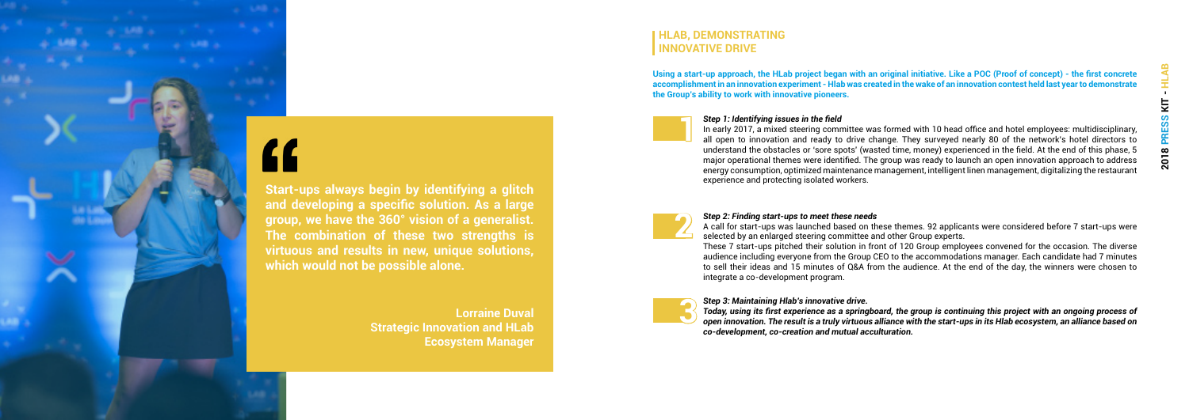> **Start-ups always begin by identifying a glitch and developing a specific solution. As a large group, we have the 360° vision of a generalist. The combination of these two strengths is virtuous and results in new, unique solutions, which would not be possible alone.**
>
> **Lorraine Duval**
> **Strategic Innovation and HLab Ecosystem Manager**

## HLAB, DEMONSTRATING INNOVATIVE DRIVE

**Using a start-up approach, the HLab project began with an original initiative. Like a POC (Proof of concept) - the first concrete accomplishment in an innovation experiment - Hlab was created in the wake of an innovation contest held last year to demonstrate the Group's ability to work with innovative pioneers.**

### 1

***Step 1: Identifying issues in the field***

In early 2017, a mixed steering committee was formed with 10 head office and hotel employees: multidisciplinary, all open to innovation and ready to drive change. They surveyed nearly 80 of the network's hotel directors to understand the obstacles or 'sore spots' (wasted time, money) experienced in the field. At the end of this phase, 5 major operational themes were identified. The group was ready to launch an open innovation approach to address energy consumption, optimized maintenance management, intelligent linen management, digitalizing the restaurant experience and protecting isolated workers.

### 2

***Step 2: Finding start-ups to meet these needs***

A call for start-ups was launched based on these themes. 92 applicants were considered before 7 start-ups were selected by an enlarged steering committee and other Group experts.

These 7 start-ups pitched their solution in front of 120 Group employees convened for the occasion. The diverse audience including everyone from the Group CEO to the accommodations manager. Each candidate had 7 minutes to sell their ideas and 15 minutes of Q&A from the audience. At the end of the day, the winners were chosen to integrate a co-development program.

### 3

***Step 3: Maintaining Hlab's innovative drive.***

***Today, using its first experience as a springboard, the group is continuing this project with an ongoing process of open innovation. The result is a truly virtuous alliance with the start-ups in its Hlab ecosystem, an alliance based on co-development, co-creation and mutual acculturation.***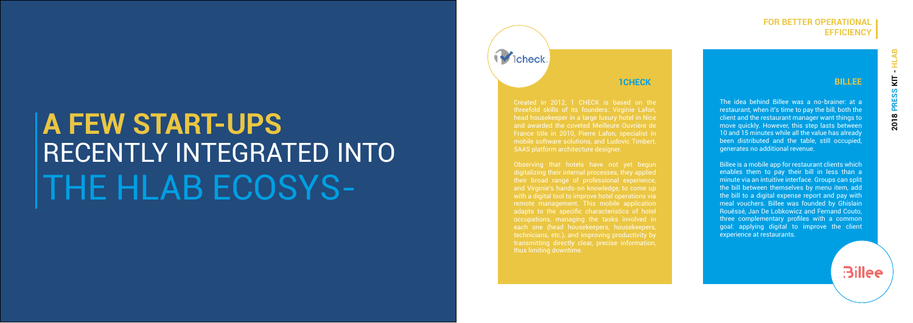# A FEW START-UPS RECENTLY INTEGRATED INTO THE HLAB ECOSYS-

## FOR BETTER OPERATIONAL EFFICIENCY

### 1CHECK

Created in 2012, 1 CHECK is based on the threefold skills of its founders: Virginie Lafon, head housekeeper in a large luxury hotel in Nice and awarded the coveted Meilleure Ouvrière de France title in 2010, Pierre Lafon, specialist in mobile software solutions, and Ludovic Timbert, SAAS platform architecture designer.

Observing that hotels have not yet begun digitalizing their internal processes, they applied their broad range of professional experience, and Virginie's hands-on knowledge, to come up with a digital tool to improve hotel operations via remote management. This mobile application adapts to the specific characteristics of hotel occupations, managing the tasks involved in each one (head housekeepers, housekeepers, technicians, etc.), and improving productivity by transmitting directly clear, precise information, thus limiting downtime.

### BILLEE

The idea behind Billee was a no-brainer: at a restaurant, when it's time to pay the bill, both the client and the restaurant manager want things to move quickly. However, this step lasts between 10 and 15 minutes while all the value has already been distributed and the table, still occupied, generates no additional revenue.

Billee is a mobile app for restaurant clients which enables them to pay their bill in less than a minute via an intuitive interface. Groups can split the bill between themselves by menu item, add the bill to a digital expense report and pay with meal vouchers. Billee was founded by Ghislain Rouëssé, Jan De Lobkowicz and Fernand Couto, three complementary profiles with a common goal: applying digital to improve the client experience at restaurants.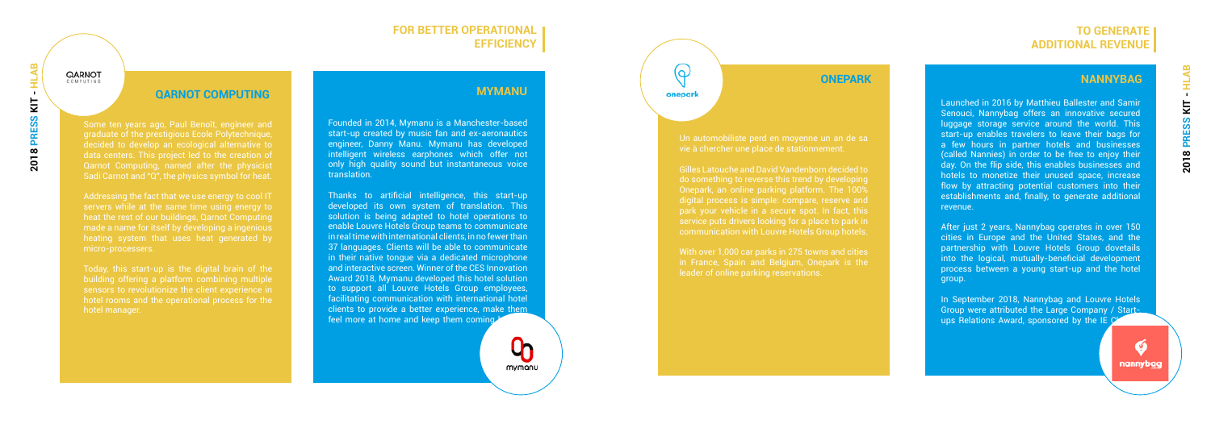## FOR BETTER OPERATIONAL EFFICIENCY

### QARNOT COMPUTING

Some ten years ago, Paul Benoît, engineer and graduate of the prestigious Ecole Polytechnique, decided to develop an ecological alternative to data centers. This project led to the creation of Qarnot Computing, named after the physicist Sadi Carnot and "Q", the physics symbol for heat.

Addressing the fact that we use energy to cool IT servers while at the same time using energy to heat the rest of our buildings, Qarnot Computing made a name for itself by developing a ingenious heating system that uses heat generated by micro-processers.

Today, this start-up is the digital brain of the building offering a platform combining multiple sensors to revolutionize the client experience in hotel rooms and the operational process for the hotel manager.

### MYMANU

Founded in 2014, Mymanu is a Manchester-based start-up created by music fan and ex-aeronautics engineer, Danny Manu. Mymanu has developed intelligent wireless earphones which offer not only high quality sound but instantaneous voice translation.

Thanks to artificial intelligence, this start-up developed its own system of translation. This solution is being adapted to hotel operations to enable Louvre Hotels Group teams to communicate in real time with international clients, in no fewer than 37 languages. Clients will be able to communicate in their native tongue via a dedicated microphone and interactive screen. Winner of the CES Innovation Award 2018, Mymanu developed this hotel solution to support all Louvre Hotels Group employees, facilitating communication with international hotel clients to provide a better experience, make them feel more at home and keep them coming back.

## TO GENERATE ADDITIONAL REVENUE

### ONEPARK

Un automobiliste perd en moyenne un an de sa vie à chercher une place de stationnement.

Gilles Latouche and David Vandenborn decided to do something to reverse this trend by developing Onepark, an online parking platform. The 100% digital process is simple: compare, reserve and park your vehicle in a secure spot. In fact, this service puts drivers looking for a place to park in communication with Louvre Hotels Group hotels.

With over 1,000 car parks in 275 towns and cities in France, Spain and Belgium, Onepark is the leader of online parking reservations.

### NANNYBAG

Launched in 2016 by Matthieu Ballester and Samir Senouci, Nannybag offers an innovative secured luggage storage service around the world. This start-up enables travelers to leave their bags for a few hours in partner hotels and businesses (called Nannies) in order to be free to enjoy their day. On the flip side, this enables businesses and hotels to monetize their unused space, increase flow by attracting potential customers into their establishments and, finally, to generate additional revenue.

After just 2 years, Nannybag operates in over 150 cities in Europe and the United States, and the partnership with Louvre Hotels Group dovetails into the logical, mutually-beneficial development process between a young start-up and the hotel group.

In September 2018, Nannybag and Louvre Hotels Group were attributed the Large Company / Start-ups Relations Award, sponsored by the IE Club.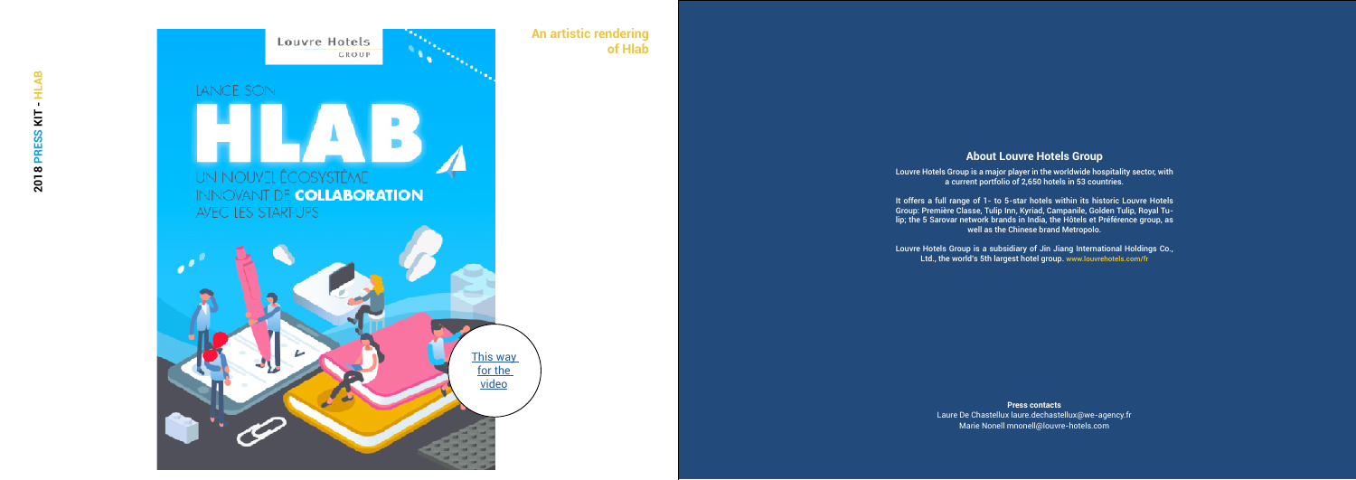An artistic rendering of Hlab

This way for the video

## About Louvre Hotels Group

Louvre Hotels Group is a major player in the worldwide hospitality sector, with a current portfolio of 2,650 hotels in 53 countries.

It offers a full range of 1- to 5-star hotels within its historic Louvre Hotels Group: Première Classe, Tulip Inn, Kyriad, Campanile, Golden Tulip, Royal Tulip; the 5 Sarovar network brands in India, the Hôtels et Préférence group, as well as the Chinese brand Metropolo.

Louvre Hotels Group is a subsidiary of Jin Jiang International Holdings Co., Ltd., the world's 5th largest hotel group. www.louvrehotels.com/fr

**Press contacts**
Laure De Chastellux laure.dechastellux@we-agency.fr
Marie Nonell mnonell@louvre-hotels.com